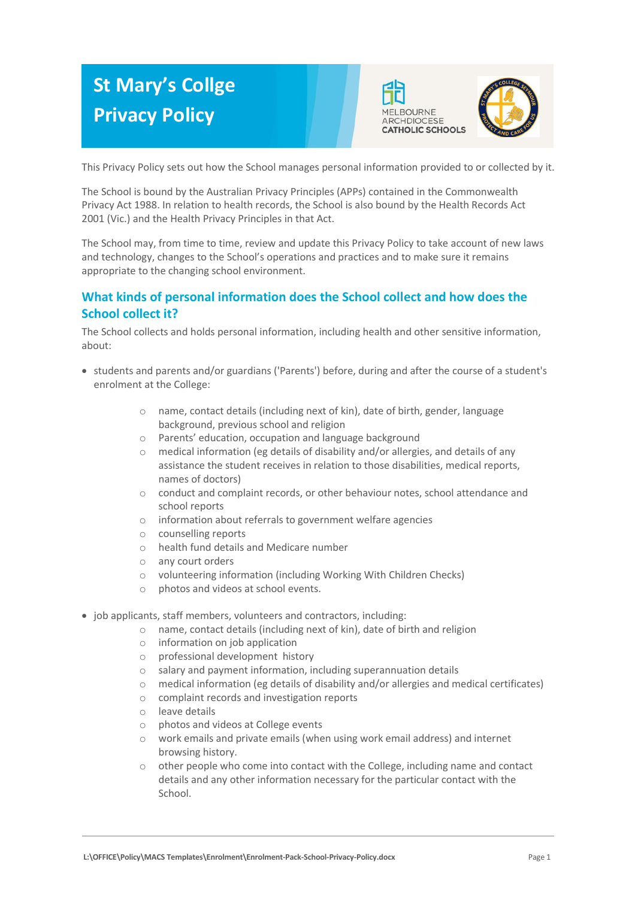# St Mary's Collge Privacy Policy

This Privacy Policy sets out how the School manages personal information provided to or collected by it.

The School is bound by the Australian Privacy Principles (APPs) contained in the Commonwealth Privacy Act 1988. In relation to health records, the School is also bound by the Health Records Act 2001 (Vic.) and the Health Privacy Principles in that Act.

The School may, from time to time, review and update this Privacy Policy to take account of new laws and technology, changes to the School's operations and practices and to make sure it remains appropriate to the changing school environment.

## What kinds of personal information does the School collect and how does the School collect it?

The School collects and holds personal information, including health and other sensitive information, about:

- students and parents and/or guardians ('Parents') before, during and after the course of a student's enrolment at the College:
  - name, contact details (including next of kin), date of birth, gender, language background, previous school and religion
  - Parents' education, occupation and language background
  - medical information (eg details of disability and/or allergies, and details of any assistance the student receives in relation to those disabilities, medical reports, names of doctors)
  - conduct and complaint records, or other behaviour notes, school attendance and school reports
  - information about referrals to government welfare agencies
  - counselling reports
  - health fund details and Medicare number
  - any court orders
  - volunteering information (including Working With Children Checks)
  - photos and videos at school events.
- job applicants, staff members, volunteers and contractors, including:
  - name, contact details (including next of kin), date of birth and religion
  - information on job application
  - professional development history
  - salary and payment information, including superannuation details
  - medical information (eg details of disability and/or allergies and medical certificates)
  - complaint records and investigation reports
  - leave details
  - photos and videos at College events
  - work emails and private emails (when using work email address) and internet browsing history.
  - other people who come into contact with the College, including name and contact details and any other information necessary for the particular contact with the School.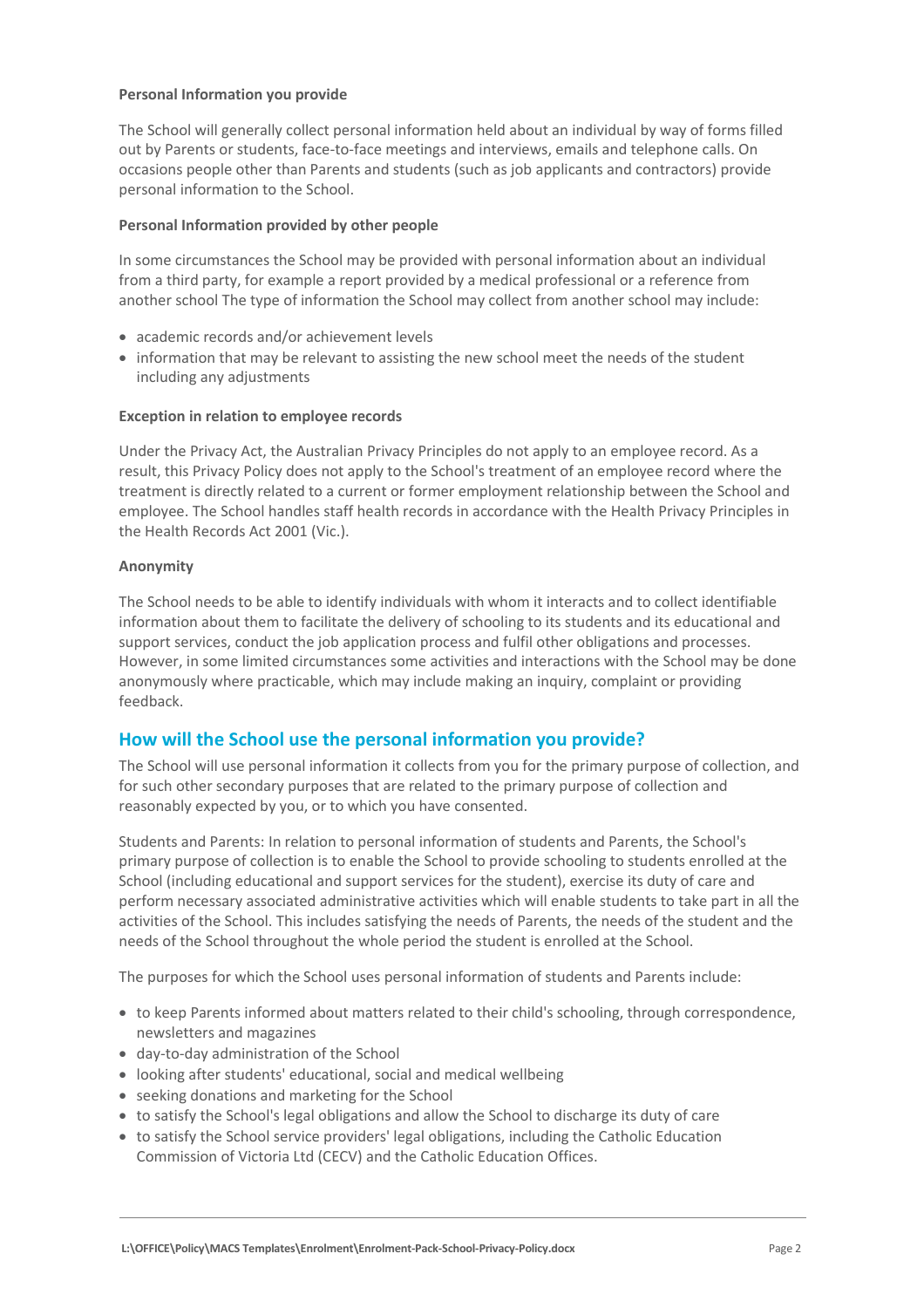**Personal Information you provide**

The School will generally collect personal information held about an individual by way of forms filled out by Parents or students, face-to-face meetings and interviews, emails and telephone calls. On occasions people other than Parents and students (such as job applicants and contractors) provide personal information to the School.

**Personal Information provided by other people**

In some circumstances the School may be provided with personal information about an individual from a third party, for example a report provided by a medical professional or a reference from another school The type of information the School may collect from another school may include:

- academic records and/or achievement levels
- information that may be relevant to assisting the new school meet the needs of the student including any adjustments

**Exception in relation to employee records**

Under the Privacy Act, the Australian Privacy Principles do not apply to an employee record. As a result, this Privacy Policy does not apply to the School's treatment of an employee record where the treatment is directly related to a current or former employment relationship between the School and employee. The School handles staff health records in accordance with the Health Privacy Principles in the Health Records Act 2001 (Vic.).

**Anonymity**

The School needs to be able to identify individuals with whom it interacts and to collect identifiable information about them to facilitate the delivery of schooling to its students and its educational and support services, conduct the job application process and fulfil other obligations and processes. However, in some limited circumstances some activities and interactions with the School may be done anonymously where practicable, which may include making an inquiry, complaint or providing feedback.

## How will the School use the personal information you provide?

The School will use personal information it collects from you for the primary purpose of collection, and for such other secondary purposes that are related to the primary purpose of collection and reasonably expected by you, or to which you have consented.

Students and Parents: In relation to personal information of students and Parents, the School's primary purpose of collection is to enable the School to provide schooling to students enrolled at the School (including educational and support services for the student), exercise its duty of care and perform necessary associated administrative activities which will enable students to take part in all the activities of the School. This includes satisfying the needs of Parents, the needs of the student and the needs of the School throughout the whole period the student is enrolled at the School.

The purposes for which the School uses personal information of students and Parents include:

- to keep Parents informed about matters related to their child's schooling, through correspondence, newsletters and magazines
- day-to-day administration of the School
- looking after students' educational, social and medical wellbeing
- seeking donations and marketing for the School
- to satisfy the School's legal obligations and allow the School to discharge its duty of care
- to satisfy the School service providers' legal obligations, including the Catholic Education Commission of Victoria Ltd (CECV) and the Catholic Education Offices.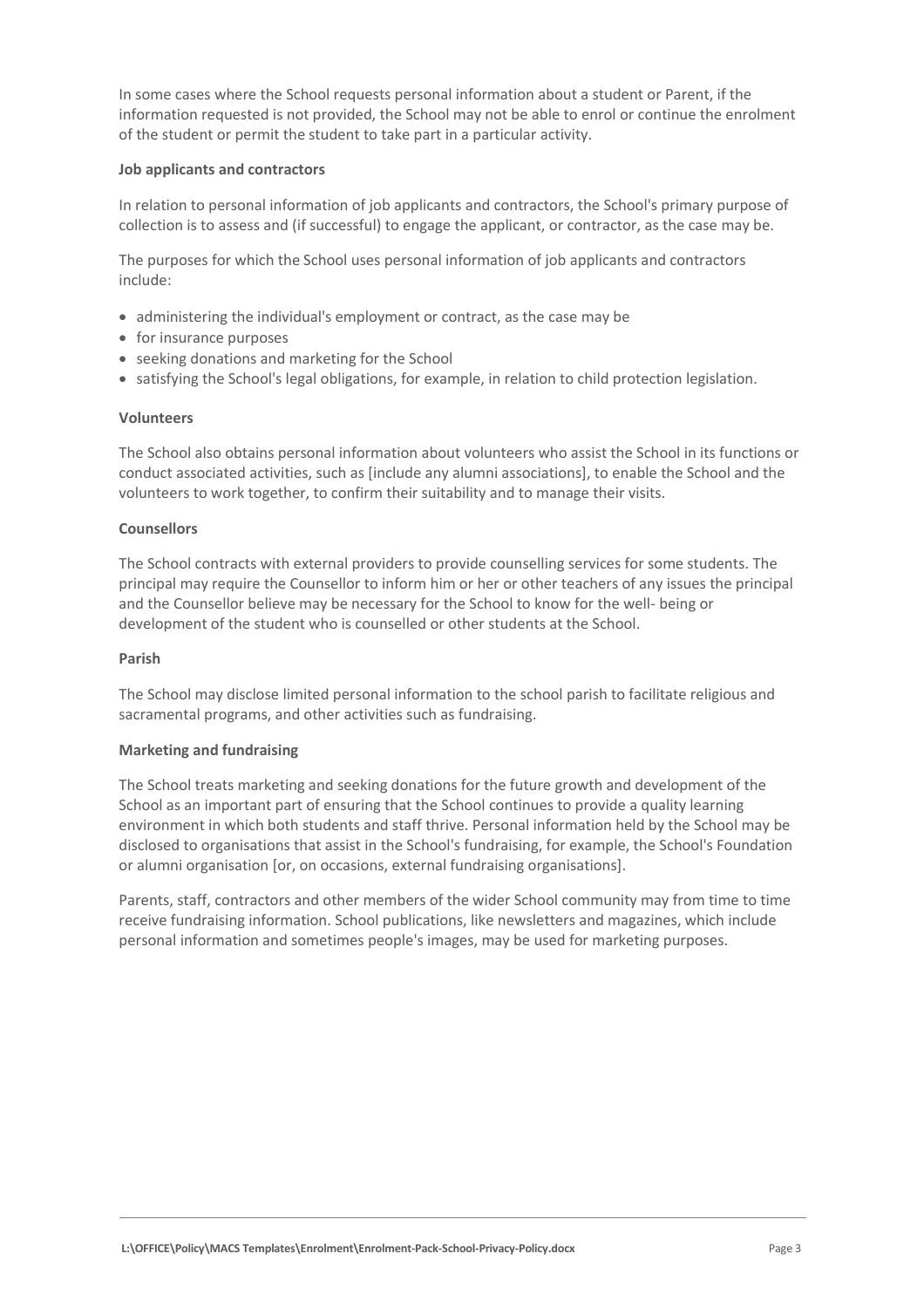In some cases where the School requests personal information about a student or Parent, if the information requested is not provided, the School may not be able to enrol or continue the enrolment of the student or permit the student to take part in a particular activity.

**Job applicants and contractors**

In relation to personal information of job applicants and contractors, the School's primary purpose of collection is to assess and (if successful) to engage the applicant, or contractor, as the case may be.

The purposes for which the School uses personal information of job applicants and contractors include:

- administering the individual's employment or contract, as the case may be
- for insurance purposes
- seeking donations and marketing for the School
- satisfying the School's legal obligations, for example, in relation to child protection legislation.

**Volunteers**

The School also obtains personal information about volunteers who assist the School in its functions or conduct associated activities, such as [include any alumni associations], to enable the School and the volunteers to work together, to confirm their suitability and to manage their visits.

**Counsellors**

The School contracts with external providers to provide counselling services for some students. The principal may require the Counsellor to inform him or her or other teachers of any issues the principal and the Counsellor believe may be necessary for the School to know for the well- being or development of the student who is counselled or other students at the School.

**Parish**

The School may disclose limited personal information to the school parish to facilitate religious and sacramental programs, and other activities such as fundraising.

**Marketing and fundraising**

The School treats marketing and seeking donations for the future growth and development of the School as an important part of ensuring that the School continues to provide a quality learning environment in which both students and staff thrive. Personal information held by the School may be disclosed to organisations that assist in the School's fundraising, for example, the School's Foundation or alumni organisation [or, on occasions, external fundraising organisations].

Parents, staff, contractors and other members of the wider School community may from time to time receive fundraising information. School publications, like newsletters and magazines, which include personal information and sometimes people's images, may be used for marketing purposes.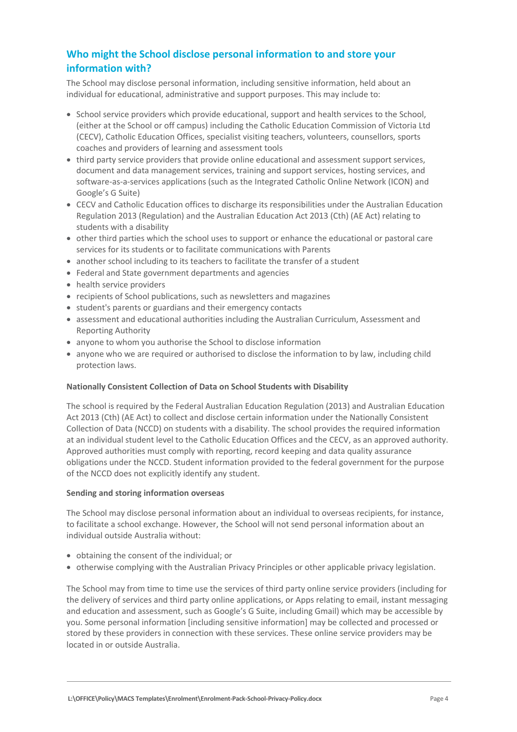## Who might the School disclose personal information to and store your information with?

The School may disclose personal information, including sensitive information, held about an individual for educational, administrative and support purposes. This may include to:

- School service providers which provide educational, support and health services to the School, (either at the School or off campus) including the Catholic Education Commission of Victoria Ltd (CECV), Catholic Education Offices, specialist visiting teachers, volunteers, counsellors, sports coaches and providers of learning and assessment tools
- third party service providers that provide online educational and assessment support services, document and data management services, training and support services, hosting services, and software-as-a-services applications (such as the Integrated Catholic Online Network (ICON) and Google's G Suite)
- CECV and Catholic Education offices to discharge its responsibilities under the Australian Education Regulation 2013 (Regulation) and the Australian Education Act 2013 (Cth) (AE Act) relating to students with a disability
- other third parties which the school uses to support or enhance the educational or pastoral care services for its students or to facilitate communications with Parents
- another school including to its teachers to facilitate the transfer of a student
- Federal and State government departments and agencies
- health service providers
- recipients of School publications, such as newsletters and magazines
- student's parents or guardians and their emergency contacts
- assessment and educational authorities including the Australian Curriculum, Assessment and Reporting Authority
- anyone to whom you authorise the School to disclose information
- anyone who we are required or authorised to disclose the information to by law, including child protection laws.

**Nationally Consistent Collection of Data on School Students with Disability**

The school is required by the Federal Australian Education Regulation (2013) and Australian Education Act 2013 (Cth) (AE Act) to collect and disclose certain information under the Nationally Consistent Collection of Data (NCCD) on students with a disability. The school provides the required information at an individual student level to the Catholic Education Offices and the CECV, as an approved authority. Approved authorities must comply with reporting, record keeping and data quality assurance obligations under the NCCD. Student information provided to the federal government for the purpose of the NCCD does not explicitly identify any student.

**Sending and storing information overseas**

The School may disclose personal information about an individual to overseas recipients, for instance, to facilitate a school exchange. However, the School will not send personal information about an individual outside Australia without:

- obtaining the consent of the individual; or
- otherwise complying with the Australian Privacy Principles or other applicable privacy legislation.

The School may from time to time use the services of third party online service providers (including for the delivery of services and third party online applications, or Apps relating to email, instant messaging and education and assessment, such as Google's G Suite, including Gmail) which may be accessible by you. Some personal information [including sensitive information] may be collected and processed or stored by these providers in connection with these services. These online service providers may be located in or outside Australia.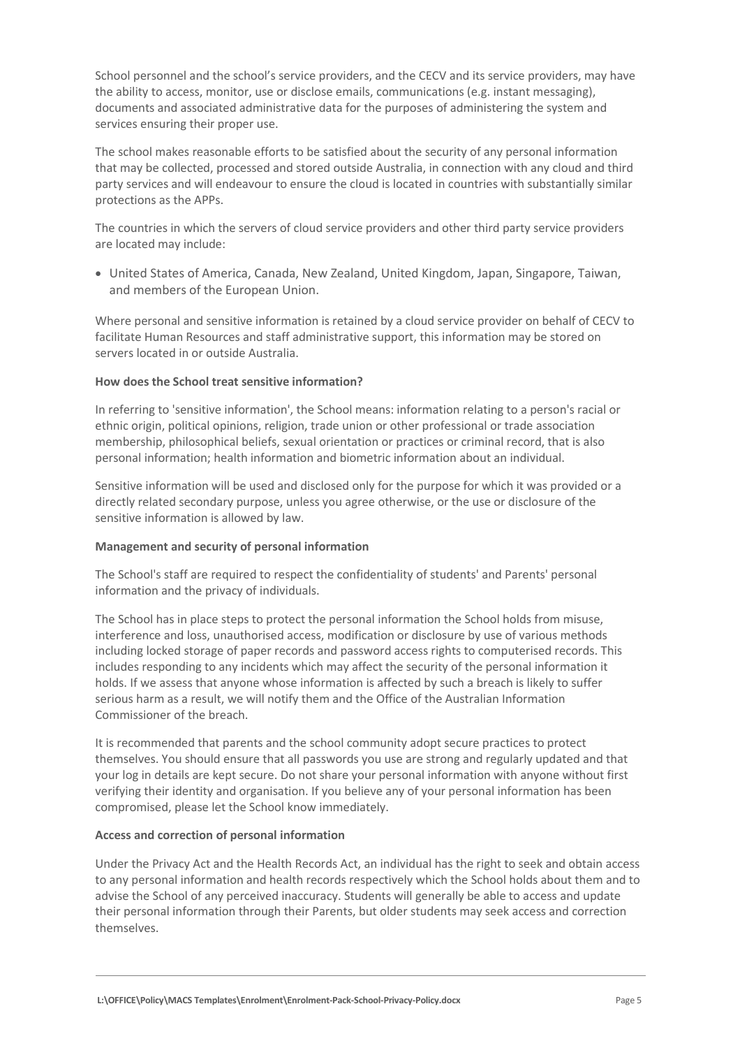School personnel and the school's service providers, and the CECV and its service providers, may have the ability to access, monitor, use or disclose emails, communications (e.g. instant messaging), documents and associated administrative data for the purposes of administering the system and services ensuring their proper use.

The school makes reasonable efforts to be satisfied about the security of any personal information that may be collected, processed and stored outside Australia, in connection with any cloud and third party services and will endeavour to ensure the cloud is located in countries with substantially similar protections as the APPs.

The countries in which the servers of cloud service providers and other third party service providers are located may include:

- United States of America, Canada, New Zealand, United Kingdom, Japan, Singapore, Taiwan, and members of the European Union.

Where personal and sensitive information is retained by a cloud service provider on behalf of CECV to facilitate Human Resources and staff administrative support, this information may be stored on servers located in or outside Australia.

**How does the School treat sensitive information?**

In referring to 'sensitive information', the School means: information relating to a person's racial or ethnic origin, political opinions, religion, trade union or other professional or trade association membership, philosophical beliefs, sexual orientation or practices or criminal record, that is also personal information; health information and biometric information about an individual.

Sensitive information will be used and disclosed only for the purpose for which it was provided or a directly related secondary purpose, unless you agree otherwise, or the use or disclosure of the sensitive information is allowed by law.

**Management and security of personal information**

The School's staff are required to respect the confidentiality of students' and Parents' personal information and the privacy of individuals.

The School has in place steps to protect the personal information the School holds from misuse, interference and loss, unauthorised access, modification or disclosure by use of various methods including locked storage of paper records and password access rights to computerised records. This includes responding to any incidents which may affect the security of the personal information it holds. If we assess that anyone whose information is affected by such a breach is likely to suffer serious harm as a result, we will notify them and the Office of the Australian Information Commissioner of the breach.

It is recommended that parents and the school community adopt secure practices to protect themselves. You should ensure that all passwords you use are strong and regularly updated and that your log in details are kept secure. Do not share your personal information with anyone without first verifying their identity and organisation. If you believe any of your personal information has been compromised, please let the School know immediately.

**Access and correction of personal information**

Under the Privacy Act and the Health Records Act, an individual has the right to seek and obtain access to any personal information and health records respectively which the School holds about them and to advise the School of any perceived inaccuracy. Students will generally be able to access and update their personal information through their Parents, but older students may seek access and correction themselves.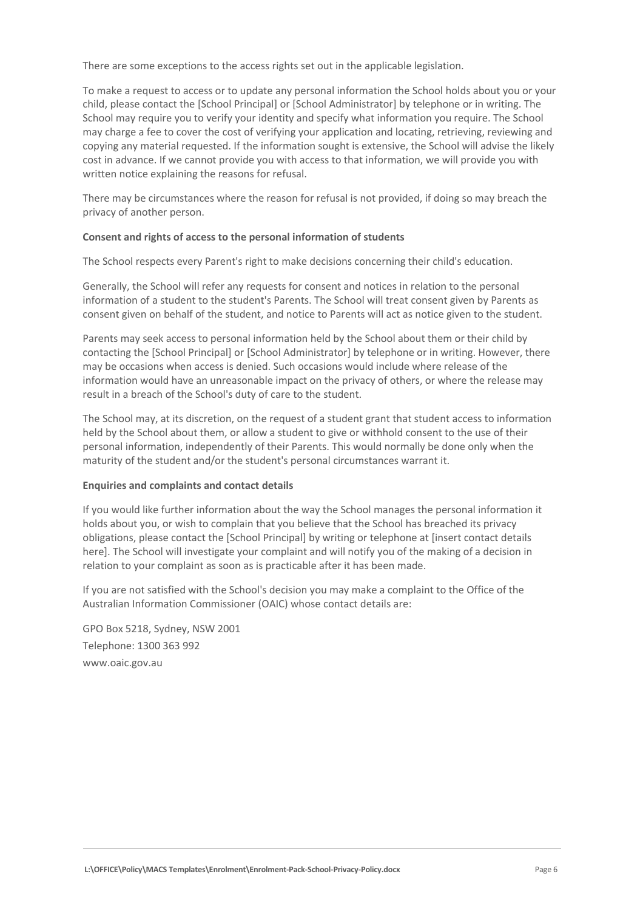There are some exceptions to the access rights set out in the applicable legislation.

To make a request to access or to update any personal information the School holds about you or your child, please contact the [School Principal] or [School Administrator] by telephone or in writing. The School may require you to verify your identity and specify what information you require. The School may charge a fee to cover the cost of verifying your application and locating, retrieving, reviewing and copying any material requested. If the information sought is extensive, the School will advise the likely cost in advance. If we cannot provide you with access to that information, we will provide you with written notice explaining the reasons for refusal.

There may be circumstances where the reason for refusal is not provided, if doing so may breach the privacy of another person.

**Consent and rights of access to the personal information of students**

The School respects every Parent's right to make decisions concerning their child's education.

Generally, the School will refer any requests for consent and notices in relation to the personal information of a student to the student's Parents. The School will treat consent given by Parents as consent given on behalf of the student, and notice to Parents will act as notice given to the student.

Parents may seek access to personal information held by the School about them or their child by contacting the [School Principal] or [School Administrator] by telephone or in writing. However, there may be occasions when access is denied. Such occasions would include where release of the information would have an unreasonable impact on the privacy of others, or where the release may result in a breach of the School's duty of care to the student.

The School may, at its discretion, on the request of a student grant that student access to information held by the School about them, or allow a student to give or withhold consent to the use of their personal information, independently of their Parents. This would normally be done only when the maturity of the student and/or the student's personal circumstances warrant it.

**Enquiries and complaints and contact details**

If you would like further information about the way the School manages the personal information it holds about you, or wish to complain that you believe that the School has breached its privacy obligations, please contact the [School Principal] by writing or telephone at [insert contact details here]. The School will investigate your complaint and will notify you of the making of a decision in relation to your complaint as soon as is practicable after it has been made.

If you are not satisfied with the School's decision you may make a complaint to the Office of the Australian Information Commissioner (OAIC) whose contact details are:

GPO Box 5218, Sydney, NSW 2001
Telephone: 1300 363 992
www.oaic.gov.au